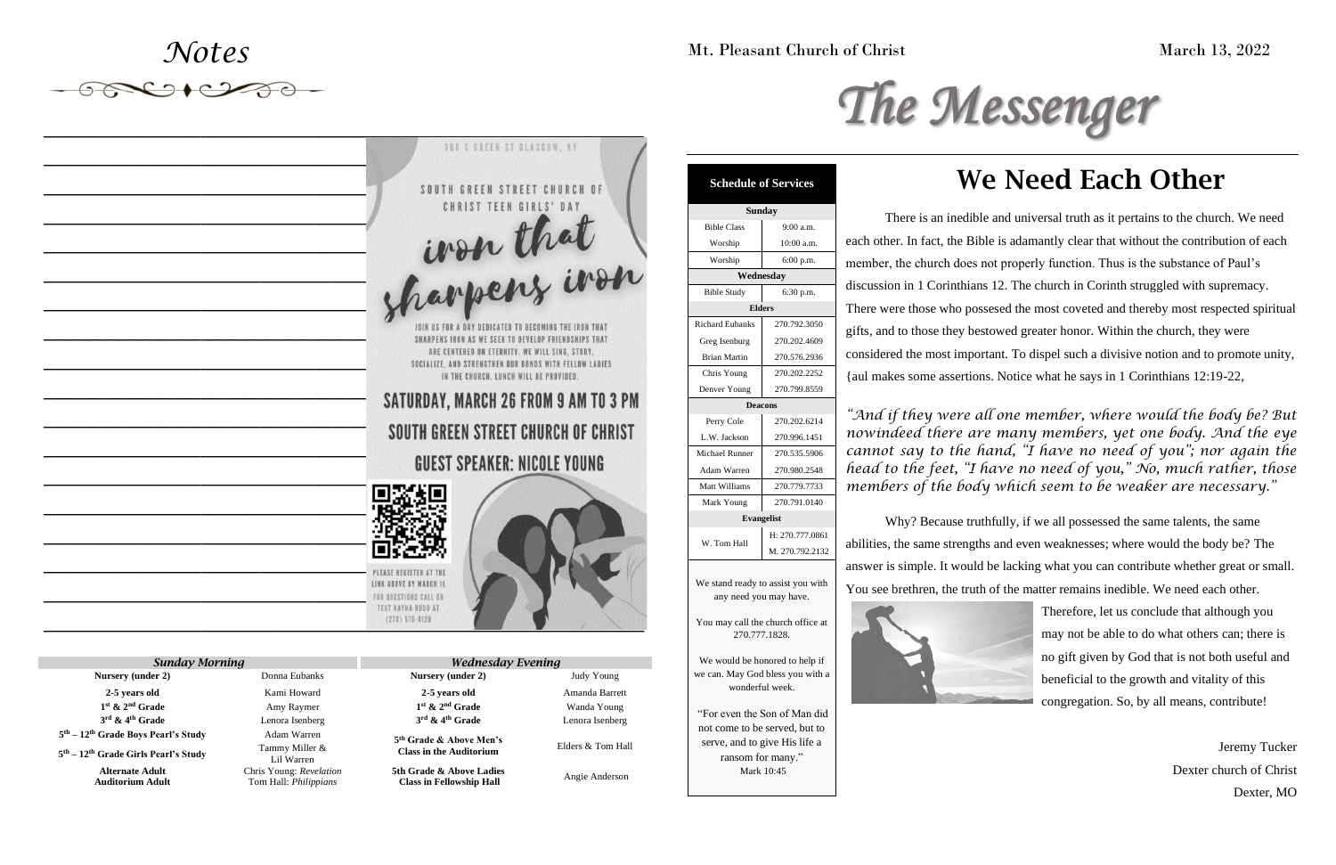# Notes

![flyer]

# Notes

300 S GREEN ST GLASGOW, KY

SOUTH GREEN STREET CHURCH OF CHRIST TEEN GIRLS' DAY

*iron that sharpens iron*

JOIN US FOR A DAY DEDICATED TO BECOMING THE IRON THAT SHARPENS IRON AS WE SEEK TO DEVELOP FRIENDSHIPS THAT ARE CENTERED ON ETERNITY. WE WILL SING, STUDY, SOCIALIZE, AND STRENGTHEN OUR BONDS WITH FELLOW LADIES IN THE CHURCH. LUNCH WILL BE PROVIDED.

SATURDAY, MARCH 26 FROM 9 AM TO 3 PM

SOUTH GREEN STREET CHURCH OF CHRIST

GUEST SPEAKER: NICOLE YOUNG

PLEASE REGISTER AT THE LINK ABOVE BY MARCH 11. FOR QUESTIONS CALL OR TEXT RAYNA RUDD AT (270) 576-0120

| *Sunday Morning* | | *Wednesday Evening* | |
|---|---|---|---|
| **Nursery (under 2)** | Donna Eubanks | **Nursery (under 2)** | Judy Young |
| **2-5 years old** | Kami Howard | **2-5 years old** | Amanda Barrett |
| **1st & 2nd Grade** | Amy Raymer | **1st & 2nd Grade** | Wanda Young |
| **3rd & 4th Grade** | Lenora Isenberg | **3rd & 4th Grade** | Lenora Isenberg |
| **5th – 12th Grade Boys Pearl's Study** | Adam Warren | **5th Grade & Above Men's Class in the Auditorium** | Elders & Tom Hall |
| **5th – 12th Grade Girls Pearl's Study** | Tammy Miller & Lil Warren | | |
| **Alternate Adult** | Chris Young: *Revelation* | **5th Grade & Above Ladies Class in Fellowship Hall** | Angie Anderson |
| **Auditorium Adult** | Tom Hall: *Philippians* | | |

Mt. Pleasant Church of Christ

March 13, 2022

# *The Messenger*

| **Schedule of Services** | |
|---|---|
| **Sunday** | |
| Bible Class | 9:00 a.m. |
| Worship | 10:00 a.m. |
| Worship | 6:00 p.m. |
| **Wednesday** | |
| Bible Study | 6:30 p.m. |
| **Elders** | |
| Richard Eubanks | 270.792.3050 |
| Greg Isenburg | 270.202.4609 |
| Brian Martin | 270.576.2936 |
| Chris Young | 270.202.2252 |
| Denver Young | 270.799.8559 |
| **Deacons** | |
| Perry Cole | 270.202.6214 |
| L.W. Jackson | 270.996.1451 |
| Michael Runner | 270.535.5906 |
| Adam Warren | 270.980.2548 |
| Matt Williams | 270.779.7733 |
| Mark Young | 270.791.0140 |
| **Evangelist** | |
| W. Tom Hall | H: 270.777.0861 |
| | M. 270.792.2132 |

We stand ready to assist you with any need you may have.

You may call the church office at 270.777.1828.

We would be honored to help if we can. May God bless you with a wonderful week.

"For even the Son of Man did not come to be served, but to serve, and to give His life a ransom for many."
Mark 10:45

# We Need Each Other

There is an inedible and universal truth as it pertains to the church. We need each other. In fact, the Bible is adamantly clear that without the contribution of each member, the church does not properly function. Thus is the substance of Paul's discussion in 1 Corinthians 12. The church in Corinth struggled with supremacy. There were those who possesed the most coveted and thereby most respected spiritual gifts, and to those they bestowed greater honor. Within the church, they were considered the most important. To dispel such a divisive notion and to promote unity, {aul makes some assertions. Notice what he says in 1 Corinthians 12:19-22,

*"And if they were all one member, where would the body be? But nowindeed there are many members, yet one body. And the eye cannot say to the hand, "I have no need of you"; nor again the head to the feet, "I have no need of you," No, much rather, those members of the body which seem to be weaker are necessary."*

Why? Because truthfully, if we all possessed the same talents, the same abilities, the same strengths and even weaknesses; where would the body be? The answer is simple. It would be lacking what you can contribute whether great or small. You see brethren, the truth of the matter remains inedible. We need each other.

Therefore, let us conclude that although you may not be able to do what others can; there is no gift given by God that is not both useful and beneficial to the growth and vitality of this congregation. So, by all means, contribute!

Jeremy Tucker
Dexter church of Christ
Dexter, MO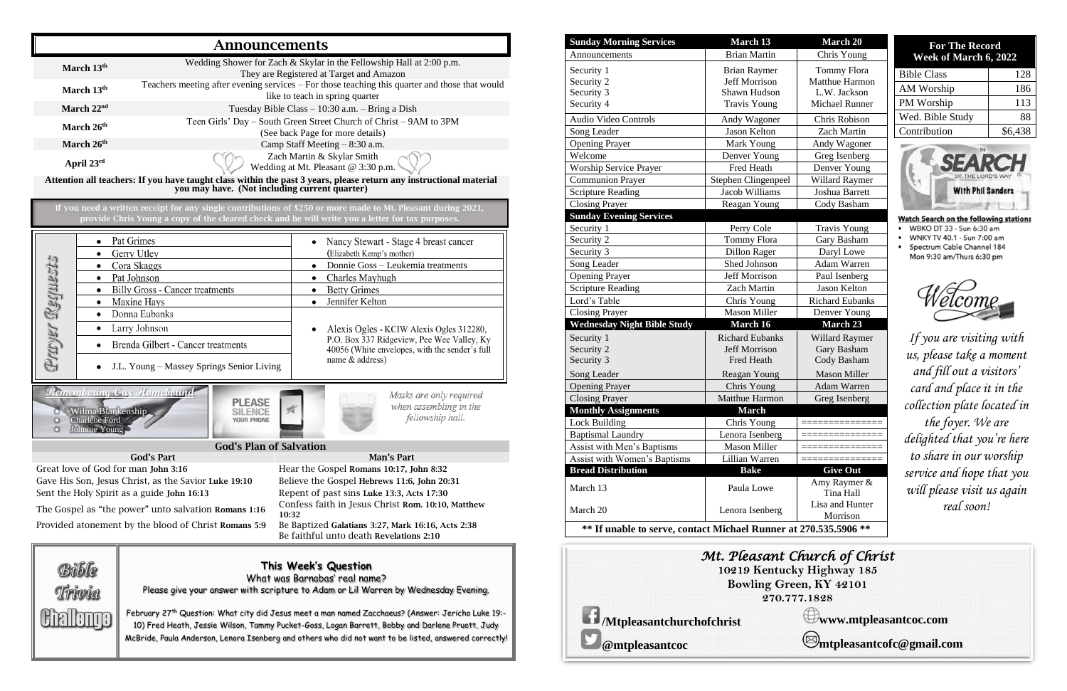## Announcements

| | |
|---|---|
| March 13th | Wedding Shower for Zach & Skylar in the Fellowship Hall at 2:00 p.m. They are Registered at Target and Amazon |
| March 13th | Teachers meeting after evening services – For those teaching this quarter and those that would like to teach in spring quarter |
| March 22nd | Tuesday Bible Class – 10:30 a.m. – Bring a Dish |
| March 26th | Teen Girls' Day – South Green Street Church of Christ – 9AM to 3PM (See back Page for more details) |
| March 26th | Camp Staff Meeting – 8:30 a.m. |
| April 23rd | Zach Martin & Skylar Smith Wedding at Mt. Pleasant @ 3:30 p.m. |

**Attention all teachers: If you have taught class within the past 3 years, please return any instructional material you may have. (Not including current quarter)**

**If you need a written receipt for any single contributions of $250 or more made to Mt. Pleasant during 2021, provide Chris Young a copy of the cleared check and he will write you a letter for tax purposes.**

### Prayer Requests

- Pat Grimes
- Gerry Utley
- Cora Skaggs
- Pat Johnson
- Billy Gross - Cancer treatments
- Maxine Hays
- Donna Eubanks
- Larry Johnson
- Brenda Gilbert - Cancer treatments
- J.L. Young – Massey Springs Senior Living
- Nancy Stewart - Stage 4 breast cancer (Elizabeth Kemp's mother)
- Donnie Goss – Leukemia treatments
- Charles Mayhugh
- Betty Grimes
- Jennifer Kelton
- Alexis Ogles - KCIW Alexis Ogles 312280, P.O. Box 337 Ridgeview, Pee Wee Valley, Ky 40056 (White envelopes, with the sender's full name & address)

### Remembering Our Homebound

- Wilma Blankenship
- Charlene Ford
- Johnnie Young

PLEASE SILENCE YOUR PHONE

*Masks are only required when assembling in the fellowship hall.*

### God's Plan of Salvation

| God's Part | Man's Part |
|---|---|
| Great love of God for man **John 3:16** | Hear the Gospel **Romans 10:17, John 8:32** |
| Gave His Son, Jesus Christ, as the Savior **Luke 19:10** | Believe the Gospel **Hebrews 11:6, John 20:31** |
| Sent the Holy Spirit as a guide **John 16:13** | Repent of past sins **Luke 13:3, Acts 17:30** |
| The Gospel as "the power" unto salvation **Romans 1:16** | Confess faith in Jesus Christ **Rom. 10:10, Matthew 10:32** |
| Provided atonement by the blood of Christ **Romans 5:9** | Be Baptized **Galatians 3:27, Mark 16:16, Acts 2:38** |
| | Be faithful unto death **Revelations 2:10** |

### Bible Trivia Challenge

**This Week's Question**

What was Barnabas' real name?

Please give your answer with scripture to Adam or Lil Warren by Wednesday Evening.

February 27th Question: What city did Jesus meet a man named Zacchaeus? (Answer: Jericho Luke 19:-10) Fred Heath, Jessie Wilson, Tammy Pucket-Goss, Logan Barrett, Bobby and Darlene Pruett, Judy McBride, Paula Anderson, Lenora Isenberg and others who did not want to be listed, answered correctly!

| Sunday Morning Services | March 13 | March 20 |
|---|---|---|
| Announcements | Brian Martin | Chris Young |
| Security 1 | Brian Raymer | Tommy Flora |
| Security 2 | Jeff Morrison | Matthue Harmon |
| Security 3 | Shawn Hudson | L.W. Jackson |
| Security 4 | Travis Young | Michael Runner |
| Audio Video Controls | Andy Wagoner | Chris Robison |
| Song Leader | Jason Kelton | Zach Martin |
| Opening Prayer | Mark Young | Andy Wagoner |
| Welcome | Denver Young | Greg Isenberg |
| Worship Service Prayer | Fred Heath | Denver Young |
| Communion Prayer | Stephen Clingenpeel | Willard Raymer |
| Scripture Reading | Jacob Williams | Joshua Barrett |
| Closing Prayer | Reagan Young | Cody Basham |
| **Sunday Evening Services** | | |
| Security 1 | Perry Cole | Travis Young |
| Security 2 | Tommy Flora | Gary Basham |
| Security 3 | Dillon Rager | Daryl Lowe |
| Song Leader | Shed Johnson | Adam Warren |
| Opening Prayer | Jeff Morrison | Paul Isenberg |
| Scripture Reading | Zach Martin | Jason Kelton |
| Lord's Table | Chris Young | Richard Eubanks |
| Closing Prayer | Mason Miller | Denver Young |
| **Wednesday Night Bible Study** | **March 16** | **March 23** |
| Security 1 | Richard Eubanks | Willard Raymer |
| Security 2 | Jeff Morrison | Gary Basham |
| Security 3 | Fred Heath | Cody Basham |
| Song Leader | Reagan Young | Mason Miller |
| Opening Prayer | Chris Young | Adam Warren |
| Closing Prayer | Matthue Harmon | Greg Isenberg |
| **Monthly Assignments** | **March** | |
| Lock Building | Chris Young | =============== |
| Baptismal Laundry | Lenora Isenberg | =============== |
| Assist with Men's Baptisms | Mason Miller | =============== |
| Assist with Women's Baptisms | Lillian Warren | =============== |
| **Bread Distribution** | **Bake** | **Give Out** |
| March 13 | Paula Lowe | Amy Raymer & Tina Hall |
| March 20 | Lenora Isenberg | Lisa and Hunter Morrison |

**\*\* If unable to serve, contact Michael Runner at 270.535.5906 \*\***

### For The Record Week of March 6, 2022

| | |
|---|---|
| Bible Class | 128 |
| AM Worship | 186 |
| PM Worship | 113 |
| Wed. Bible Study | 88 |
| Contribution | $6,438 |

IN SEARCH OF THE LORD'S WAY With Phil Sanders

**Watch Search on the following stations**

- WBKO DT 33 - Sun 6:30 am
- WNKY TV 40.1 - Sun 7:00 am
- Spectrum Cable Channel 184 Mon 9:30 am/Thurs 6:30 pm

*Welcome*

*If you are visiting with us, please take a moment and fill out a visitors' card and place it in the collection plate located in the foyer. We are delighted that you're here to share in our worship service and hope that you will please visit us again real soon!*

## Mt. Pleasant Church of Christ

**10219 Kentucky Highway 185**
**Bowling Green, KY 42101**
**270.777.1828**

**/Mtpleasantchurchofchrist**

**@mtpleasantcoc**

**www.mtpleasantcoc.com**

**mtpleasantcofc@gmail.com**